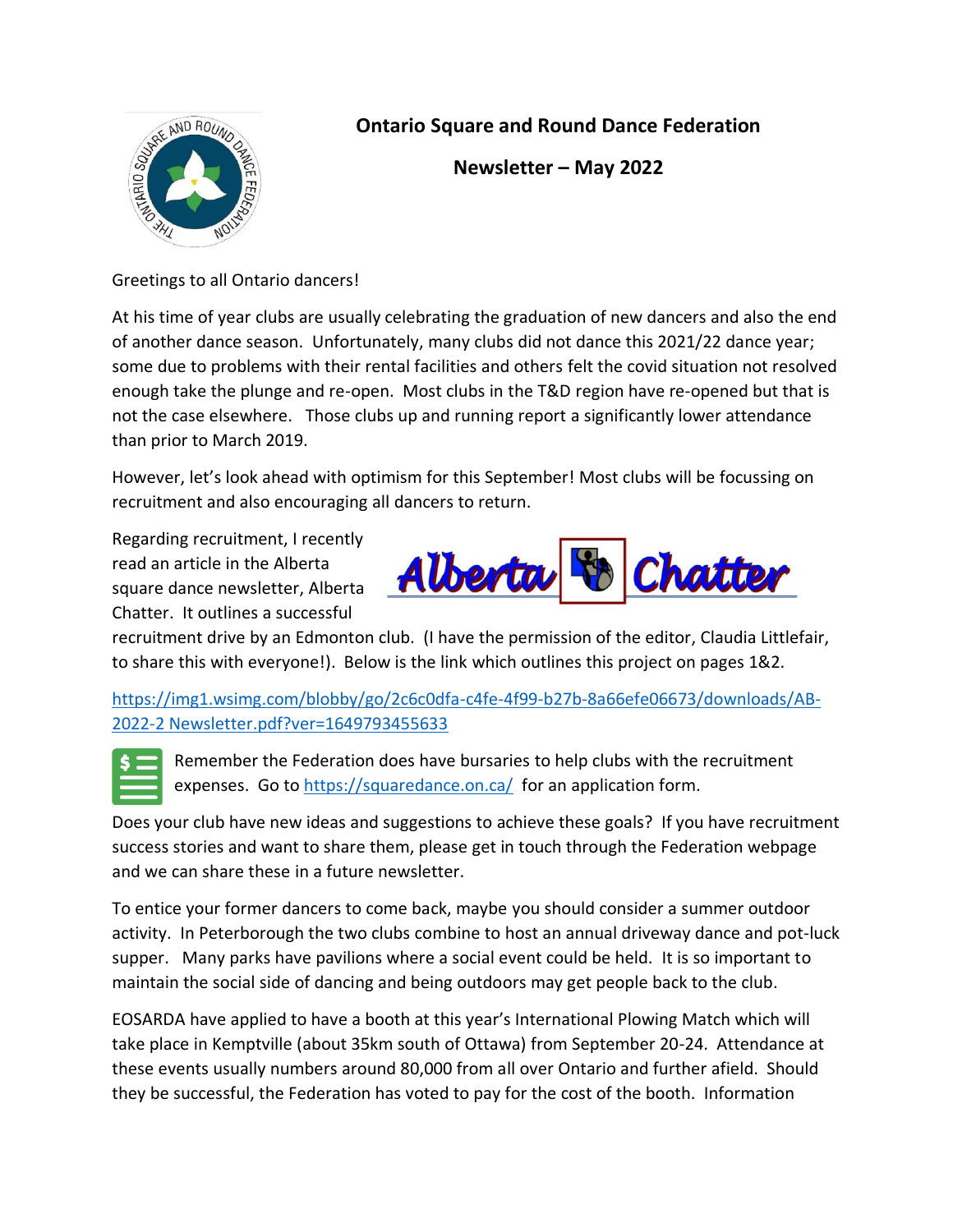# Ontario Square and Round Dance Federation

## Newsletter – May 2022

Greetings to all Ontario dancers!

At his time of year clubs are usually celebrating the graduation of new dancers and also the end of another dance season. Unfortunately, many clubs did not dance this 2021/22 dance year; some due to problems with their rental facilities and others felt the covid situation not resolved enough take the plunge and re-open. Most clubs in the T&D region have re-opened but that is not the case elsewhere. Those clubs up and running report a significantly lower attendance than prior to March 2019.

However, let's look ahead with optimism for this September! Most clubs will be focussing on recruitment and also encouraging all dancers to return.

Regarding recruitment, I recently read an article in the Alberta square dance newsletter, Alberta Chatter. It outlines a successful recruitment drive by an Edmonton club. (I have the permission of the editor, Claudia Littlefair, to share this with everyone!). Below is the link which outlines this project on pages 1&2.

https://img1.wsimg.com/blobby/go/2c6c0dfa-c4fe-4f99-b27b-8a66efe06673/downloads/AB-2022-2 Newsletter.pdf?ver=1649793455633

Remember the Federation does have bursaries to help clubs with the recruitment expenses. Go to https://squaredance.on.ca/ for an application form.

Does your club have new ideas and suggestions to achieve these goals? If you have recruitment success stories and want to share them, please get in touch through the Federation webpage and we can share these in a future newsletter.

To entice your former dancers to come back, maybe you should consider a summer outdoor activity. In Peterborough the two clubs combine to host an annual driveway dance and pot-luck supper. Many parks have pavilions where a social event could be held. It is so important to maintain the social side of dancing and being outdoors may get people back to the club.

EOSARDA have applied to have a booth at this year's International Plowing Match which will take place in Kemptville (about 35km south of Ottawa) from September 20-24. Attendance at these events usually numbers around 80,000 from all over Ontario and further afield. Should they be successful, the Federation has voted to pay for the cost of the booth. Information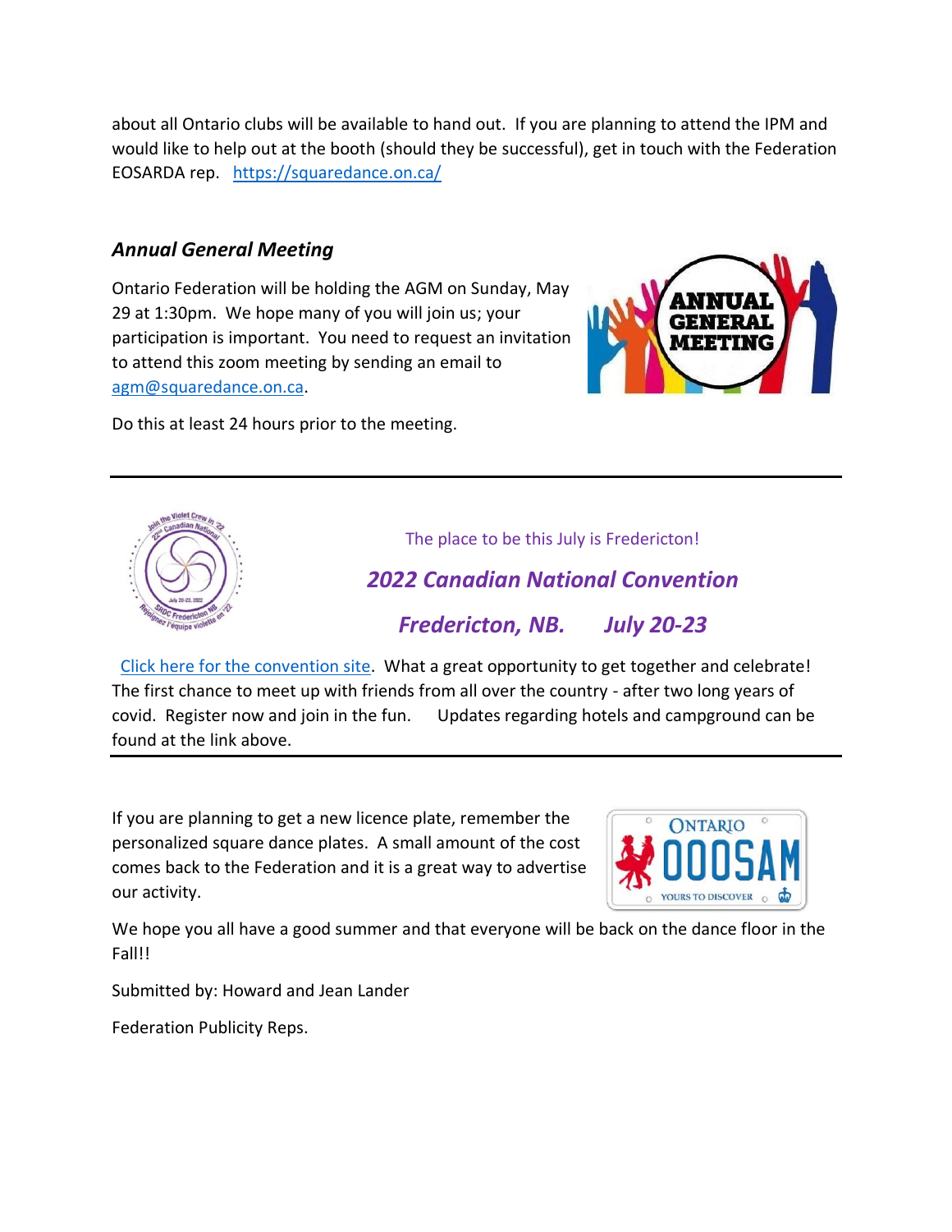about all Ontario clubs will be available to hand out. If you are planning to attend the IPM and would like to help out at the booth (should they be successful), get in touch with the Federation EOSARDA rep. https://squaredance.on.ca/

### *Annual General Meeting*

Ontario Federation will be holding the AGM on Sunday, May 29 at 1:30pm. We hope many of you will join us; your participation is important. You need to request an invitation to attend this zoom meeting by sending an email to agm@squaredance.on.ca.

Do this at least 24 hours prior to the meeting.

---

The place to be this July is Fredericton!

***2022 Canadian National Convention***

***Fredericton, NB. July 20-23***

Click here for the convention site. What a great opportunity to get together and celebrate! The first chance to meet up with friends from all over the country - after two long years of covid. Register now and join in the fun. Updates regarding hotels and campground can be found at the link above.

---

If you are planning to get a new licence plate, remember the personalized square dance plates. A small amount of the cost comes back to the Federation and it is a great way to advertise our activity.

We hope you all have a good summer and that everyone will be back on the dance floor in the Fall!!

Submitted by: Howard and Jean Lander

Federation Publicity Reps.